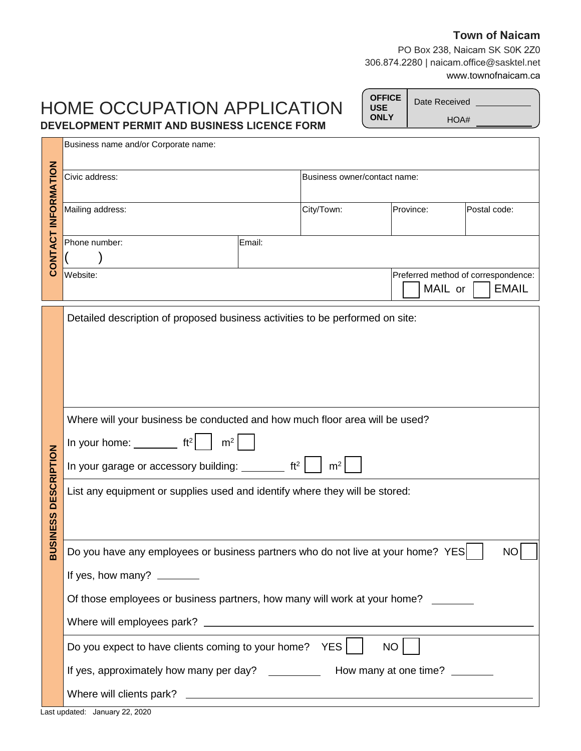**Town of Naicam**

PO Box 238, Naicam SK S0K 2Z0
306.874.2280 | naicam.office@sasktel.net
www.townofnaicam.ca

# HOME OCCUPATION APPLICATION

**DEVELOPMENT PERMIT AND BUSINESS LICENCE FORM**

| OFFICE USE ONLY | Date Received ________ |
|---|---|
| | HOA# ________ |

## CONTACT INFORMATION

| | | | | |
|---|---|---|---|---|
| Business name and/or Corporate name: | | | | |
| Civic address: | | Business owner/contact name: | | |
| Mailing address: | | City/Town: | Province: | Postal code: |
| Phone number: ( ) | Email: | | | |
| Website: | | | Preferred method of correspondence: ☐ MAIL or ☐ EMAIL | |

## BUSINESS DESCRIPTION

Detailed description of proposed business activities to be performed on site:

Where will your business be conducted and how much floor area will be used?

In your home: ________ $ft^2$ ☐ $m^2$ ☐

In your garage or accessory building: ________ $ft^2$ ☐ $m^2$ ☐

List any equipment or supplies used and identify where they will be stored:

Do you have any employees or business partners who do not live at your home? YES ☐ NO ☐

If yes, how many? ________

Of those employees or business partners, how many will work at your home? ________

Where will employees park? ________________________________

Do you expect to have clients coming to your home? YES ☐ NO ☐

If yes, approximately how many per day? ________ How many at one time? ________

Where will clients park? ________________________________

Last updated: January 22, 2020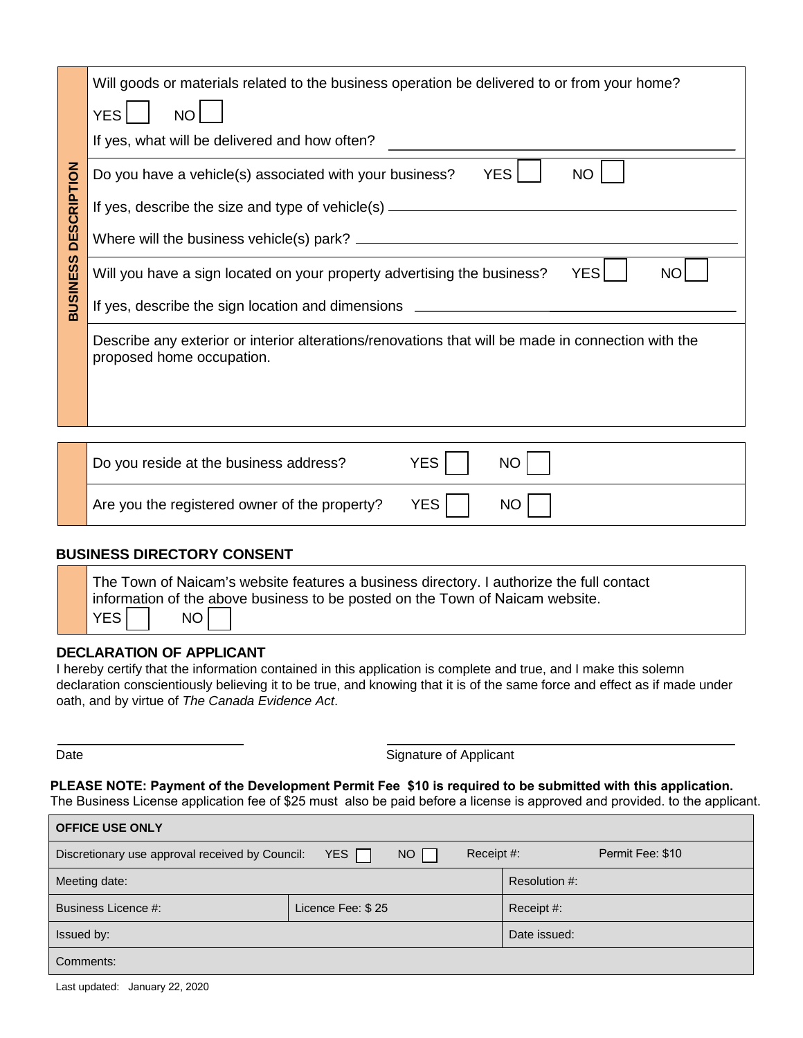## BUSINESS DESCRIPTION

Will goods or materials related to the business operation be delivered to or from your home?

YES ☐ NO ☐

If yes, what will be delivered and how often? \_\_\_\_\_\_\_\_\_\_\_\_\_\_\_\_\_\_\_\_\_\_\_\_\_\_\_\_

Do you have a vehicle(s) associated with your business? YES ☐ NO ☐

If yes, describe the size and type of vehicle(s) \_\_\_\_\_\_\_\_\_\_\_\_\_\_\_\_\_\_\_\_\_\_\_\_\_\_\_\_

Where will the business vehicle(s) park? \_\_\_\_\_\_\_\_\_\_\_\_\_\_\_\_\_\_\_\_\_\_\_\_\_\_\_\_

Will you have a sign located on your property advertising the business? YES ☐ NO ☐

If yes, describe the sign location and dimensions \_\_\_\_\_\_\_\_\_\_\_\_\_\_\_\_\_\_\_\_\_\_\_\_\_\_\_\_

Describe any exterior or interior alterations/renovations that will be made in connection with the proposed home occupation.

---

Do you reside at the business address? YES ☐ NO ☐

Are you the registered owner of the property? YES ☐ NO ☐

### BUSINESS DIRECTORY CONSENT

The Town of Naicam's website features a business directory. I authorize the full contact information of the above business to be posted on the Town of Naicam website.

YES ☐ NO ☐

### DECLARATION OF APPLICANT

I hereby certify that the information contained in this application is complete and true, and I make this solemn declaration conscientiously believing it to be true, and knowing that it is of the same force and effect as if made under oath, and by virtue of *The Canada Evidence Act*.

\_\_\_\_\_\_\_\_\_\_\_\_\_\_\_\_\_\_\_\_ \_\_\_\_\_\_\_\_\_\_\_\_\_\_\_\_\_\_\_\_\_\_\_\_\_\_\_\_

Date Signature of Applicant

**PLEASE NOTE: Payment of the Development Permit Fee $10 is required to be submitted with this application.**
The Business License application fee of $25 must also be paid before a license is approved and provided. to the applicant.

| **OFFICE USE ONLY** | | |
|---|---|---|
| Discretionary use approval received by Council: YES ☐ NO ☐ | Receipt #: | Permit Fee: $10 |
| Meeting date: | | Resolution #: |
| Business Licence #: | Licence Fee: $ 25 | Receipt #: |
| Issued by: | | Date issued: |
| Comments: | | |

Last updated: January 22, 2020